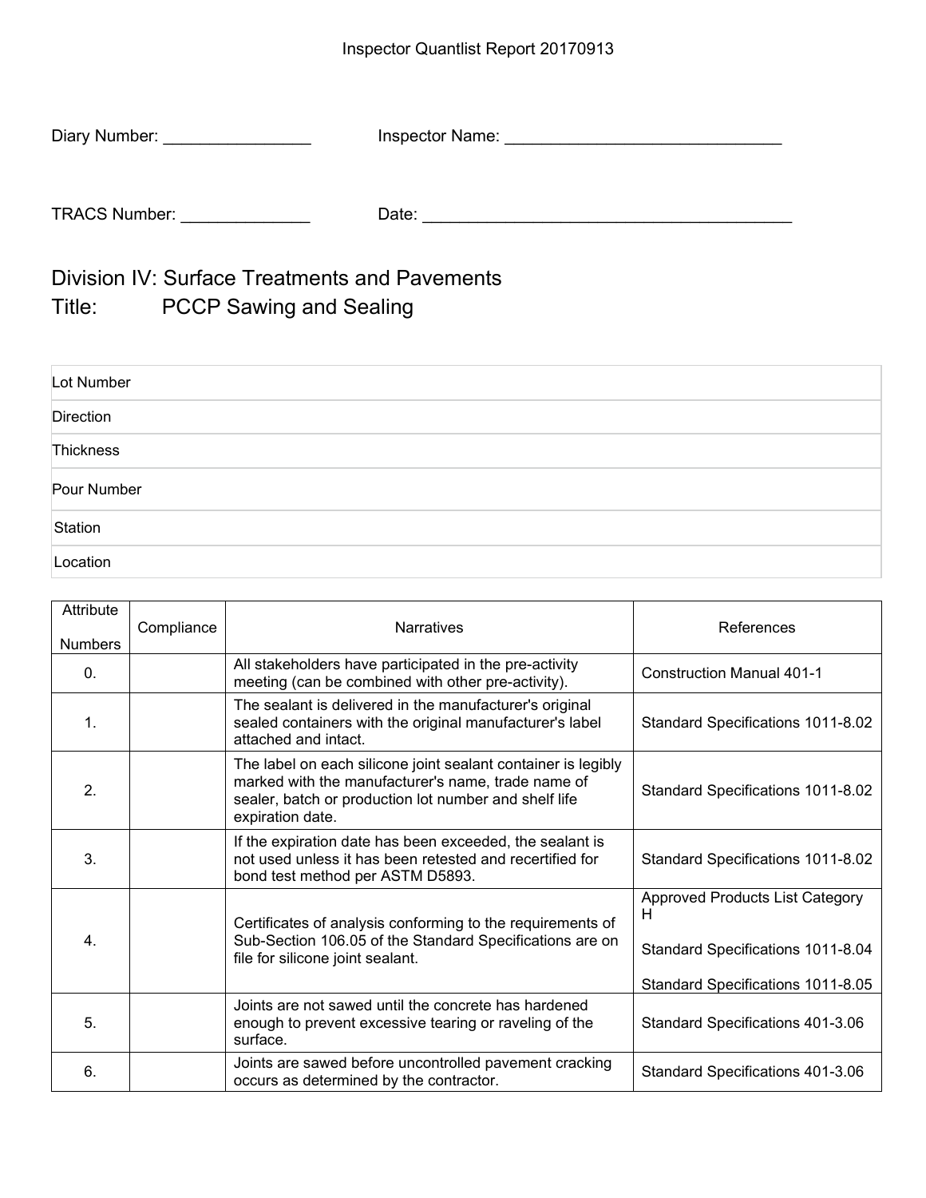Inspector Quantlist Report 20170913

Diary Number: ________________ Inspector Name: ______________________________

TRACS Number: ______________ Date: ________________________________________

## Division IV: Surface Treatments and Pavements
## Title: PCCP Sawing and Sealing

| |
|---|
| Lot Number |
| Direction |
| Thickness |
| Pour Number |
| Station |
| Location |

| Attribute Numbers | Compliance | Narratives | References |
|---|---|---|---|
| 0. | | All stakeholders have participated in the pre-activity meeting (can be combined with other pre-activity). | Construction Manual 401-1 |
| 1. | | The sealant is delivered in the manufacturer's original sealed containers with the original manufacturer's label attached and intact. | Standard Specifications 1011-8.02 |
| 2. | | The label on each silicone joint sealant container is legibly marked with the manufacturer's name, trade name of sealer, batch or production lot number and shelf life expiration date. | Standard Specifications 1011-8.02 |
| 3. | | If the expiration date has been exceeded, the sealant is not used unless it has been retested and recertified for bond test method per ASTM D5893. | Standard Specifications 1011-8.02 |
| 4. | | Certificates of analysis conforming to the requirements of Sub-Section 106.05 of the Standard Specifications are on file for silicone joint sealant. | Approved Products List Category H<br><br>Standard Specifications 1011-8.04<br><br>Standard Specifications 1011-8.05 |
| 5. | | Joints are not sawed until the concrete has hardened enough to prevent excessive tearing or raveling of the surface. | Standard Specifications 401-3.06 |
| 6. | | Joints are sawed before uncontrolled pavement cracking occurs as determined by the contractor. | Standard Specifications 401-3.06 |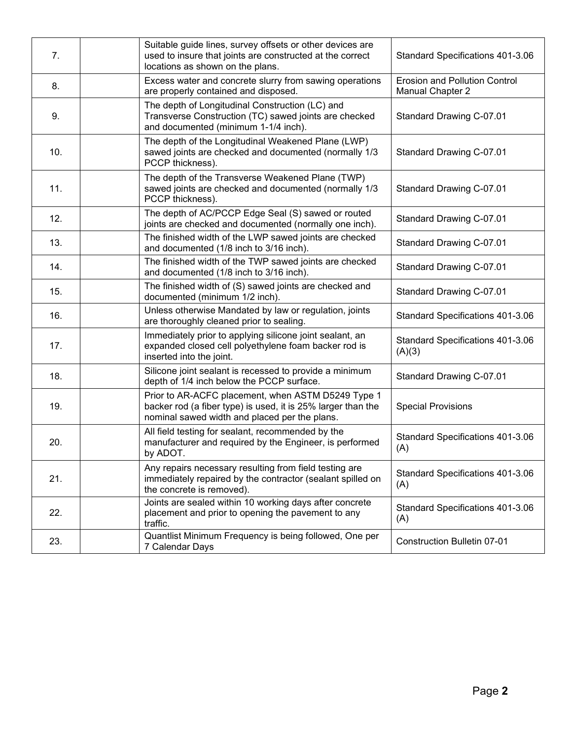| | | | |
|---|---|---|---|
| 7. | | Suitable guide lines, survey offsets or other devices are used to insure that joints are constructed at the correct locations as shown on the plans. | Standard Specifications 401-3.06 |
| 8. | | Excess water and concrete slurry from sawing operations are properly contained and disposed. | Erosion and Pollution Control Manual Chapter 2 |
| 9. | | The depth of Longitudinal Construction (LC) and Transverse Construction (TC) sawed joints are checked and documented (minimum 1-1/4 inch). | Standard Drawing C-07.01 |
| 10. | | The depth of the Longitudinal Weakened Plane (LWP) sawed joints are checked and documented (normally 1/3 PCCP thickness). | Standard Drawing C-07.01 |
| 11. | | The depth of the Transverse Weakened Plane (TWP) sawed joints are checked and documented (normally 1/3 PCCP thickness). | Standard Drawing C-07.01 |
| 12. | | The depth of AC/PCCP Edge Seal (S) sawed or routed joints are checked and documented (normally one inch). | Standard Drawing C-07.01 |
| 13. | | The finished width of the LWP sawed joints are checked and documented (1/8 inch to 3/16 inch). | Standard Drawing C-07.01 |
| 14. | | The finished width of the TWP sawed joints are checked and documented (1/8 inch to 3/16 inch). | Standard Drawing C-07.01 |
| 15. | | The finished width of (S) sawed joints are checked and documented (minimum 1/2 inch). | Standard Drawing C-07.01 |
| 16. | | Unless otherwise Mandated by law or regulation, joints are thoroughly cleaned prior to sealing. | Standard Specifications 401-3.06 |
| 17. | | Immediately prior to applying silicone joint sealant, an expanded closed cell polyethylene foam backer rod is inserted into the joint. | Standard Specifications 401-3.06 (A)(3) |
| 18. | | Silicone joint sealant is recessed to provide a minimum depth of 1/4 inch below the PCCP surface. | Standard Drawing C-07.01 |
| 19. | | Prior to AR-ACFC placement, when ASTM D5249 Type 1 backer rod (a fiber type) is used, it is 25% larger than the nominal sawed width and placed per the plans. | Special Provisions |
| 20. | | All field testing for sealant, recommended by the manufacturer and required by the Engineer, is performed by ADOT. | Standard Specifications 401-3.06 (A) |
| 21. | | Any repairs necessary resulting from field testing are immediately repaired by the contractor (sealant spilled on the concrete is removed). | Standard Specifications 401-3.06 (A) |
| 22. | | Joints are sealed within 10 working days after concrete placement and prior to opening the pavement to any traffic. | Standard Specifications 401-3.06 (A) |
| 23. | | Quantlist Minimum Frequency is being followed, One per 7 Calendar Days | Construction Bulletin 07-01 |